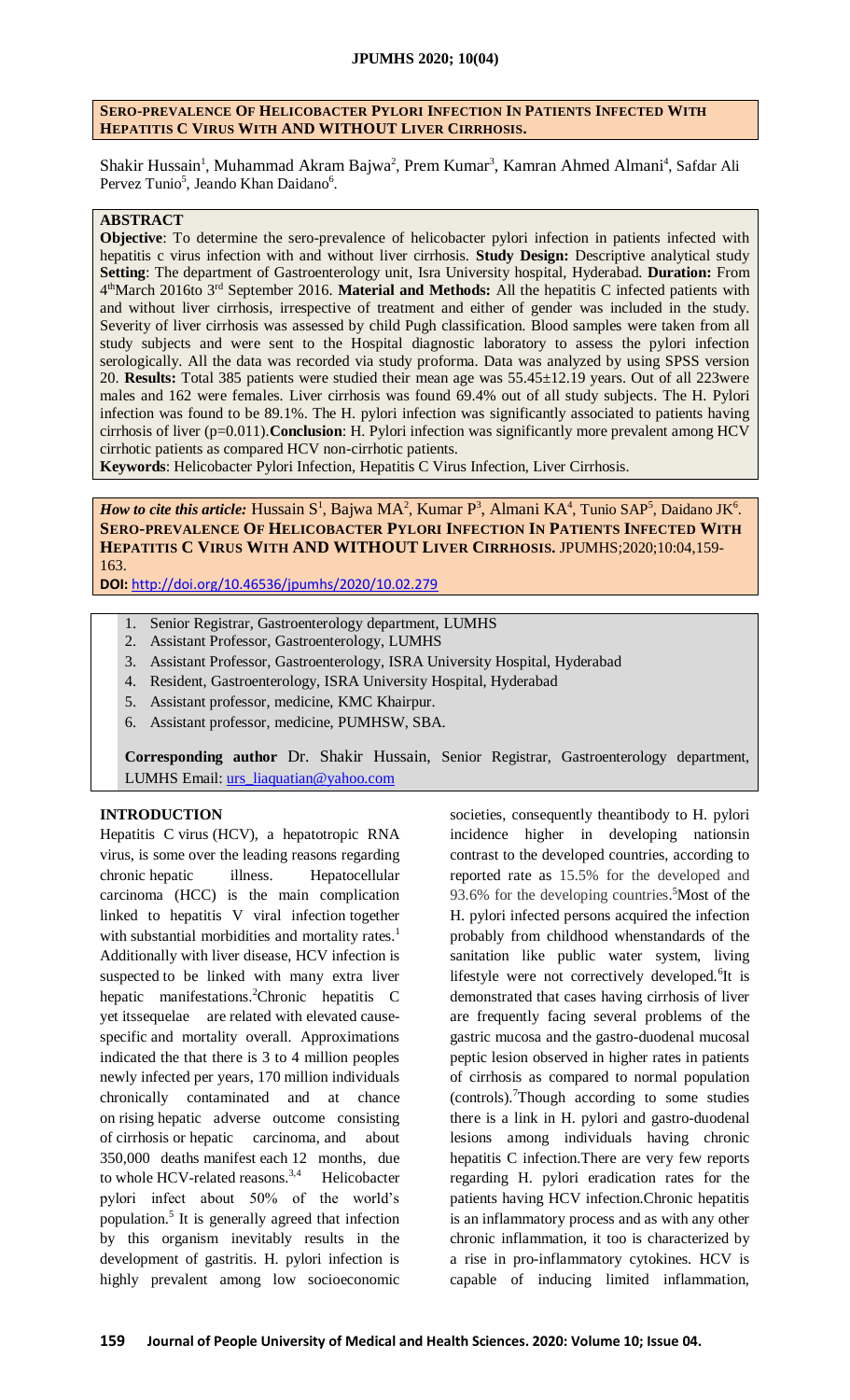## SERO-PREVALENCE OF HELICOBACTER PYLORI INFECTION IN PATIENTS INFECTED WITH HEPATITIS C VIRUS WITH AND WITHOUT LIVER CIRRHOSIS.

Shakir Hussain[1], Muhammad Akram Bajwa[2], Prem Kumar[3], Kamran Ahmed Almani[4], Safdar Ali Pervez Tunio[5], Jeando Khan Daidano[6].

### ABSTRACT

**Objective**: To determine the sero-prevalence of helicobacter pylori infection in patients infected with hepatitis c virus infection with and without liver cirrhosis. **Study Design:** Descriptive analytical study **Setting**: The department of Gastroenterology unit, Isra University hospital, Hyderabad. **Duration:** From 4th March 2016to 3rd September 2016. **Material and Methods:** All the hepatitis C infected patients with and without liver cirrhosis, irrespective of treatment and either of gender was included in the study. Severity of liver cirrhosis was assessed by child Pugh classification. Blood samples were taken from all study subjects and were sent to the Hospital diagnostic laboratory to assess the pylori infection serologically. All the data was recorded via study proforma. Data was analyzed by using SPSS version 20. **Results:** Total 385 patients were studied their mean age was 55.45±12.19 years. Out of all 223were males and 162 were females. Liver cirrhosis was found 69.4% out of all study subjects. The H. Pylori infection was found to be 89.1%. The H. pylori infection was significantly associated to patients having cirrhosis of liver (p=0.011).**Conclusion**: H. Pylori infection was significantly more prevalent among HCV cirrhotic patients as compared HCV non-cirrhotic patients.

**Keywords**: Helicobacter Pylori Infection, Hepatitis C Virus Infection, Liver Cirrhosis.

***How to cite this article:*** Hussain S[1], Bajwa MA[2], Kumar P[3], Almani KA[4], Tunio SAP[5], Daidano JK[6]. **SERO-PREVALENCE OF HELICOBACTER PYLORI INFECTION IN PATIENTS INFECTED WITH HEPATITIS C VIRUS WITH AND WITHOUT LIVER CIRRHOSIS.** JPUMHS;2020;10:04,159-163.

**DOI:** http://doi.org/10.46536/jpumhs/2020/10.02.279

1. Senior Registrar, Gastroenterology department, LUMHS
2. Assistant Professor, Gastroenterology, LUMHS
3. Assistant Professor, Gastroenterology, ISRA University Hospital, Hyderabad
4. Resident, Gastroenterology, ISRA University Hospital, Hyderabad
5. Assistant professor, medicine, KMC Khairpur.
6. Assistant professor, medicine, PUMHSW, SBA.

**Corresponding author** Dr. Shakir Hussain, Senior Registrar, Gastroenterology department, LUMHS Email: urs_liaquatian@yahoo.com

### INTRODUCTION

Hepatitis C virus (HCV), a hepatotropic RNA virus, is some over the leading reasons regarding chronic hepatic illness. Hepatocellular carcinoma (HCC) is the main complication linked to hepatitis V viral infection together with substantial morbidities and mortality rates.[1] Additionally with liver disease, HCV infection is suspected to be linked with many extra liver hepatic manifestations.[2]Chronic hepatitis C yet itssequelae are related with elevated cause-specific and mortality overall. Approximations indicated the that there is 3 to 4 million peoples newly infected per years, 170 million individuals chronically contaminated and at chance on rising hepatic adverse outcome consisting of cirrhosis or hepatic carcinoma, and about 350,000 deaths manifest each 12 months, due to whole HCV-related reasons.[3,4] Helicobacter pylori infect about 50% of the world's population.[5] It is generally agreed that infection by this organism inevitably results in the development of gastritis. H. pylori infection is highly prevalent among low socioeconomic societies, consequently theantibody to H. pylori incidence higher in developing nationsin contrast to the developed countries, according to reported rate as 15.5% for the developed and 93.6% for the developing countries.[5]Most of the H. pylori infected persons acquired the infection probably from childhood whenstandards of the sanitation like public water system, living lifestyle were not correctively developed.[6]It is demonstrated that cases having cirrhosis of liver are frequently facing several problems of the gastric mucosa and the gastro-duodenal mucosal peptic lesion observed in higher rates in patients of cirrhosis as compared to normal population (controls).[7]Though according to some studies there is a link in H. pylori and gastro-duodenal lesions among individuals having chronic hepatitis C infection.There are very few reports regarding H. pylori eradication rates for the patients having HCV infection.Chronic hepatitis is an inflammatory process and as with any other chronic inflammation, it too is characterized by a rise in pro-inflammatory cytokines. HCV is capable of inducing limited inflammation,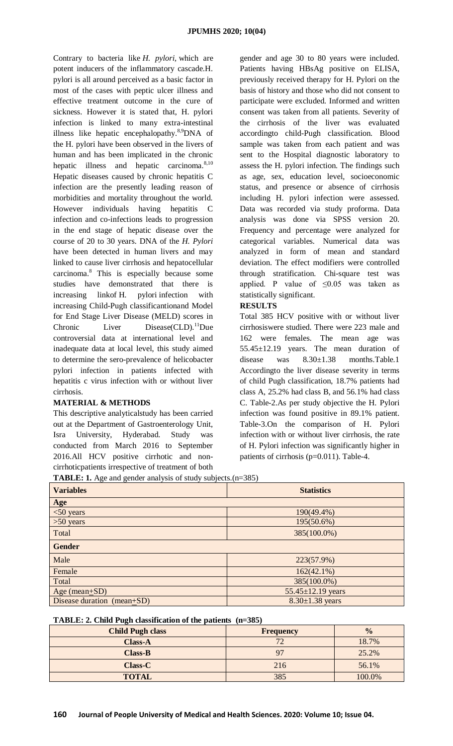Contrary to bacteria like *H. pylori*, which are potent inducers of the inflammatory cascade.H. pylori is all around perceived as a basic factor in most of the cases with peptic ulcer illness and effective treatment outcome in the cure of sickness. However it is stated that, H. pylori infection is linked to many extra-intestinal illness like hepatic encephalopathy.[8,9]DNA of the H. pylori have been observed in the livers of human and has been implicated in the chronic hepatic illness and hepatic carcinoma.[8,10] Hepatic diseases caused by chronic hepatitis C infection are the presently leading reason of morbidities and mortality throughout the world. However individuals having hepatitis C infection and co-infections leads to progression in the end stage of hepatic disease over the course of 20 to 30 years. DNA of the *H. Pylori* have been detected in human livers and may linked to cause liver cirrhosis and hepatocellular carcinoma.[8] This is especially because some studies have demonstrated that there is increasing linkof H. pylori infection with increasing Child-Pugh classificationand Model for End Stage Liver Disease (MELD) scores in Chronic Liver Disease(CLD).[11]Due controversial data at international level and inadequate data at local level, this study aimed to determine the sero-prevalence of helicobacter pylori infection in patients infected with hepatitis c virus infection with or without liver cirrhosis.

## MATERIAL & METHODS

This descriptive analyticalstudy has been carried out at the Department of Gastroenterology Unit, Isra University, Hyderabad. Study was conducted from March 2016 to September 2016.All HCV positive cirrhotic and non-cirrhoticpatients irrespective of treatment of both gender and age 30 to 80 years were included. Patients having HBsAg positive on ELISA, previously received therapy for H. Pylori on the basis of history and those who did not consent to participate were excluded. Informed and written consent was taken from all patients. Severity of the cirrhosis of the liver was evaluated accordingto child-Pugh classification. Blood sample was taken from each patient and was sent to the Hospital diagnostic laboratory to assess the H. pylori infection. The findings such as age, sex, education level, socioeconomic status, and presence or absence of cirrhosis including H. pylori infection were assessed. Data was recorded via study proforma. Data analysis was done via SPSS version 20. Frequency and percentage were analyzed for categorical variables. Numerical data was analyzed in form of mean and standard deviation. The effect modifiers were controlled through stratification. Chi-square test was applied. P value of $\leq 0.05$ was taken as statistically significant.

## RESULTS

Total 385 HCV positive with or without liver cirrhosiswere studied. There were 223 male and 162 were females. The mean age was 55.45±12.19 years. The mean duration of disease was 8.30±1.38 months.Table.1 Accordingto the liver disease severity in terms of child Pugh classification, 18.7% patients had class A, 25.2% had class B, and 56.1% had class C. Table-2.As per study objective the H. Pylori infection was found positive in 89.1% patient. Table-3.On the comparison of H. Pylori infection with or without liver cirrhosis, the rate of H. Pylori infection was significantly higher in patients of cirrhosis (p=0.011). Table-4.

**TABLE: 1.** Age and gender analysis of study subjects.(n=385)

| Variables | Statistics |
|---|---|
| **Age** | |
| <50 years | 190(49.4%) |
| >50 years | 195(50.6%) |
| Total | 385(100.0%) |
| **Gender** | |
| Male | 223(57.9%) |
| Female | 162(42.1%) |
| Total | 385(100.0%) |
| Age (mean±SD) | 55.45±12.19 years |
| Disease duration (mean±SD) | 8.30±1.38 years |

**TABLE: 2. Child Pugh classification of the patients (n=385)**

| Child Pugh class | Frequency | % |
|---|---|---|
| **Class-A** | 72 | 18.7% |
| **Class-B** | 97 | 25.2% |
| **Class-C** | 216 | 56.1% |
| **TOTAL** | 385 | 100.0% |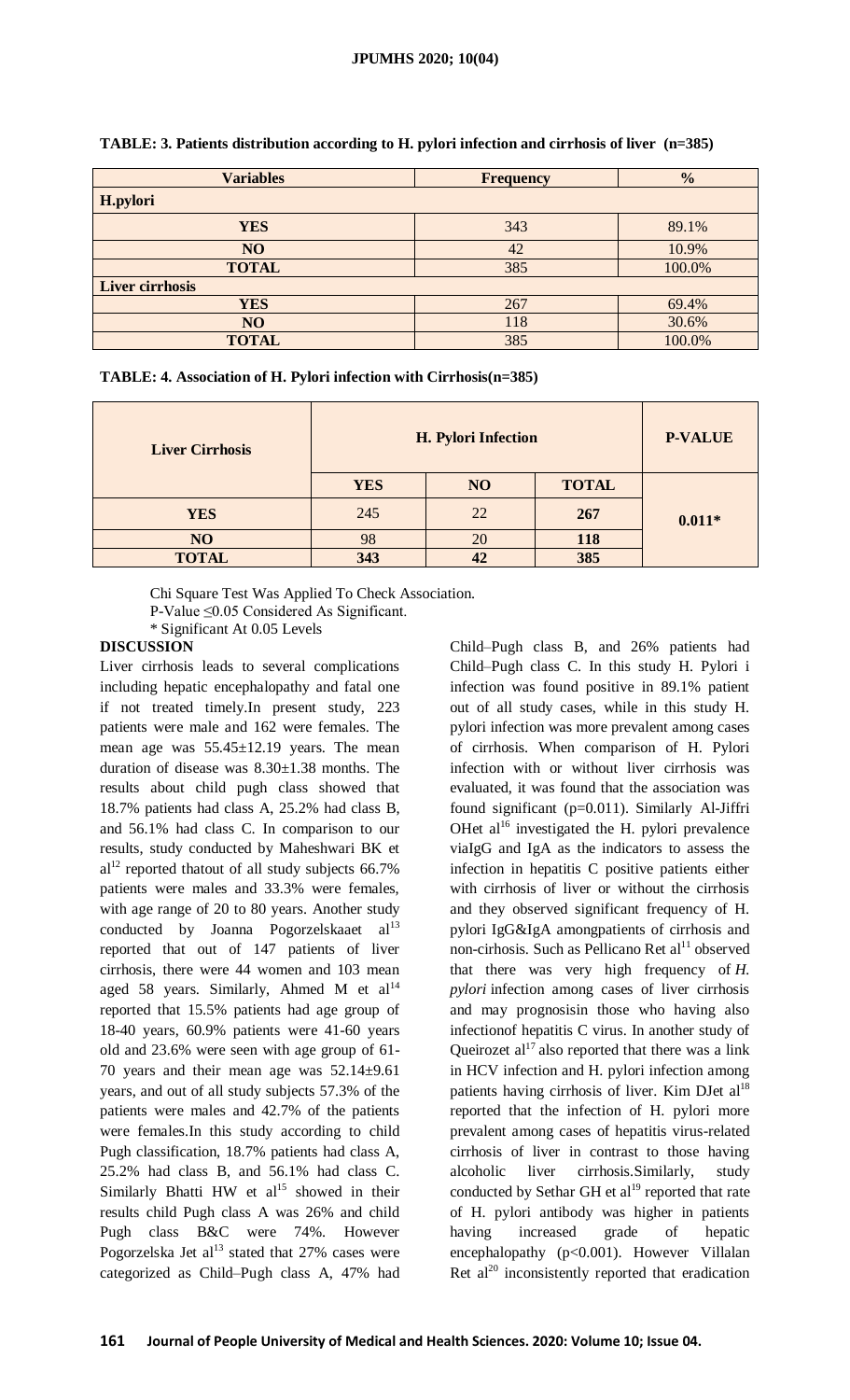**TABLE: 3. Patients distribution according to H. pylori infection and cirrhosis of liver (n=385)**

| Variables | Frequency | % |
|---|---|---|
| **H.pylori** | | |
| **YES** | 343 | 89.1% |
| **NO** | 42 | 10.9% |
| **TOTAL** | 385 | 100.0% |
| **Liver cirrhosis** | | |
| **YES** | 267 | 69.4% |
| **NO** | 118 | 30.6% |
| **TOTAL** | 385 | 100.0% |

**TABLE: 4. Association of H. Pylori infection with Cirrhosis(n=385)**

| Liver Cirrhosis | H. Pylori Infection | | | P-VALUE |
|---|---|---|---|---|
| | **YES** | **NO** | **TOTAL** | |
| **YES** | 245 | 22 | **267** | **0.011*** |
| **NO** | 98 | 20 | **118** | |
| **TOTAL** | **343** | **42** | **385** | |

Chi Square Test Was Applied To Check Association.
P-Value ≤0.05 Considered As Significant.
* Significant At 0.05 Levels

**DISCUSSION**

Liver cirrhosis leads to several complications including hepatic encephalopathy and fatal one if not treated timely.In present study, 223 patients were male and 162 were females. The mean age was 55.45±12.19 years. The mean duration of disease was 8.30±1.38 months. The results about child pugh class showed that 18.7% patients had class A, 25.2% had class B, and 56.1% had class C. In comparison to our results, study conducted by Maheshwari BK et al[12] reported thatout of all study subjects 66.7% patients were males and 33.3% were females, with age range of 20 to 80 years. Another study conducted by Joanna Pogorzelskaaet al[13] reported that out of 147 patients of liver cirrhosis, there were 44 women and 103 mean aged 58 years. Similarly, Ahmed M et al[14] reported that 15.5% patients had age group of 18-40 years, 60.9% patients were 41-60 years old and 23.6% were seen with age group of 61-70 years and their mean age was 52.14±9.61 years, and out of all study subjects 57.3% of the patients were males and 42.7% of the patients were females.In this study according to child Pugh classification, 18.7% patients had class A, 25.2% had class B, and 56.1% had class C. Similarly Bhatti HW et al[15] showed in their results child Pugh class A was 26% and child Pugh class B&C were 74%. However Pogorzelska Jet al[13] stated that 27% cases were categorized as Child–Pugh class A, 47% had Child–Pugh class B, and 26% patients had Child–Pugh class C. In this study H. Pylori i infection was found positive in 89.1% patient out of all study cases, while in this study H. pylori infection was more prevalent among cases of cirrhosis. When comparison of H. Pylori infection with or without liver cirrhosis was evaluated, it was found that the association was found significant (p=0.011). Similarly Al-Jiffri OHet al[16] investigated the H. pylori prevalence viaIgG and IgA as the indicators to assess the infection in hepatitis C positive patients either with cirrhosis of liver or without the cirrhosis and they observed significant frequency of H. pylori IgG&IgA amongpatients of cirrhosis and non-cirhosis. Such as Pellicano Ret al[11] observed that there was very high frequency of *H. pylori* infection among cases of liver cirrhosis and may prognosisin those who having also infectionof hepatitis C virus. In another study of Queirozet al[17] also reported that there was a link in HCV infection and H. pylori infection among patients having cirrhosis of liver. Kim DJet al[18] reported that the infection of H. pylori more prevalent among cases of hepatitis virus-related cirrhosis of liver in contrast to those having alcoholic liver cirrhosis.Similarly, study conducted by Sethar GH et al[19] reported that rate of H. pylori antibody was higher in patients having increased grade of hepatic encephalopathy (p<0.001). However Villalan Ret al[20] inconsistently reported that eradication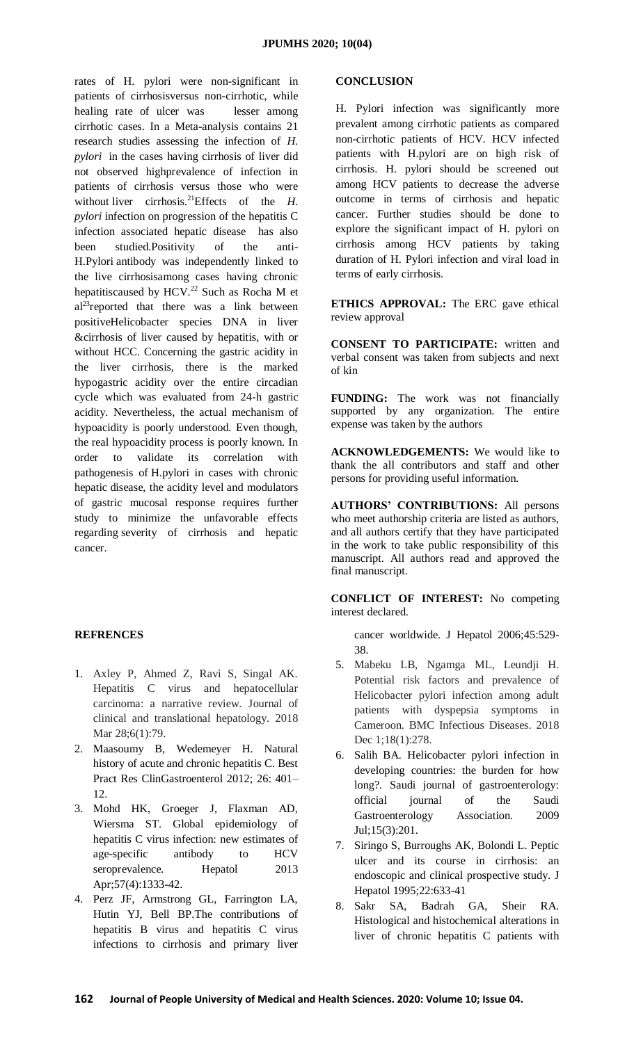rates of H. pylori were non-significant in patients of cirrhosisversus non-cirrhotic, while healing rate of ulcer was lesser among cirrhotic cases. In a Meta-analysis contains 21 research studies assessing the infection of *H. pylori* in the cases having cirrhosis of liver did not observed highprevalence of infection in patients of cirrhosis versus those who were without liver cirrhosis.[21]Effects of the *H. pylori* infection on progression of the hepatitis C infection associated hepatic disease has also been studied.Positivity of the anti-H.Pylori antibody was independently linked to the live cirrhosisamong cases having chronic hepatitiscaused by HCV.[22] Such as Rocha M et al[23]reported that there was a link between positiveHelicobacter species DNA in liver &cirrhosis of liver caused by hepatitis, with or without HCC. Concerning the gastric acidity in the liver cirrhosis, there is the marked hypogastric acidity over the entire circadian cycle which was evaluated from 24-h gastric acidity. Nevertheless, the actual mechanism of hypoacidity is poorly understood. Even though, the real hypoacidity process is poorly known. In order to validate its correlation with pathogenesis of H.pylori in cases with chronic hepatic disease, the acidity level and modulators of gastric mucosal response requires further study to minimize the unfavorable effects regarding severity of cirrhosis and hepatic cancer.

## CONCLUSION

H. Pylori infection was significantly more prevalent among cirrhotic patients as compared non-cirrhotic patients of HCV. HCV infected patients with H.pylori are on high risk of cirrhosis. H. pylori should be screened out among HCV patients to decrease the adverse outcome in terms of cirrhosis and hepatic cancer. Further studies should be done to explore the significant impact of H. pylori on cirrhosis among HCV patients by taking duration of H. Pylori infection and viral load in terms of early cirrhosis.

**ETHICS APPROVAL:** The ERC gave ethical review approval

**CONSENT TO PARTICIPATE:** written and verbal consent was taken from subjects and next of kin

**FUNDING:** The work was not financially supported by any organization. The entire expense was taken by the authors

**ACKNOWLEDGEMENTS:** We would like to thank the all contributors and staff and other persons for providing useful information.

**AUTHORS' CONTRIBUTIONS:** All persons who meet authorship criteria are listed as authors, and all authors certify that they have participated in the work to take public responsibility of this manuscript. All authors read and approved the final manuscript.

**CONFLICT OF INTEREST:** No competing interest declared.

## REFRENCES

1. Axley P, Ahmed Z, Ravi S, Singal AK. Hepatitis C virus and hepatocellular carcinoma: a narrative review. Journal of clinical and translational hepatology. 2018 Mar 28;6(1):79.
2. Maasoumy B, Wedemeyer H. Natural history of acute and chronic hepatitis C. Best Pract Res ClinGastroenterol 2012; 26: 401–12.
3. Mohd HK, Groeger J, Flaxman AD, Wiersma ST. Global epidemiology of hepatitis C virus infection: new estimates of age-specific antibody to HCV seroprevalence. Hepatol 2013 Apr;57(4):1333-42.
4. Perz JF, Armstrong GL, Farrington LA, Hutin YJ, Bell BP.The contributions of hepatitis B virus and hepatitis C virus infections to cirrhosis and primary liver cancer worldwide. J Hepatol 2006;45:529-38.
5. Mabeku LB, Ngamga ML, Leundji H. Potential risk factors and prevalence of Helicobacter pylori infection among adult patients with dyspepsia symptoms in Cameroon. BMC Infectious Diseases. 2018 Dec 1;18(1):278.
6. Salih BA. Helicobacter pylori infection in developing countries: the burden for how long?. Saudi journal of gastroenterology: official journal of the Saudi Gastroenterology Association. 2009 Jul;15(3):201.
7. Siringo S, Burroughs AK, Bolondi L. Peptic ulcer and its course in cirrhosis: an endoscopic and clinical prospective study. J Hepatol 1995;22:633-41
8. Sakr SA, Badrah GA, Sheir RA. Histological and histochemical alterations in liver of chronic hepatitis C patients with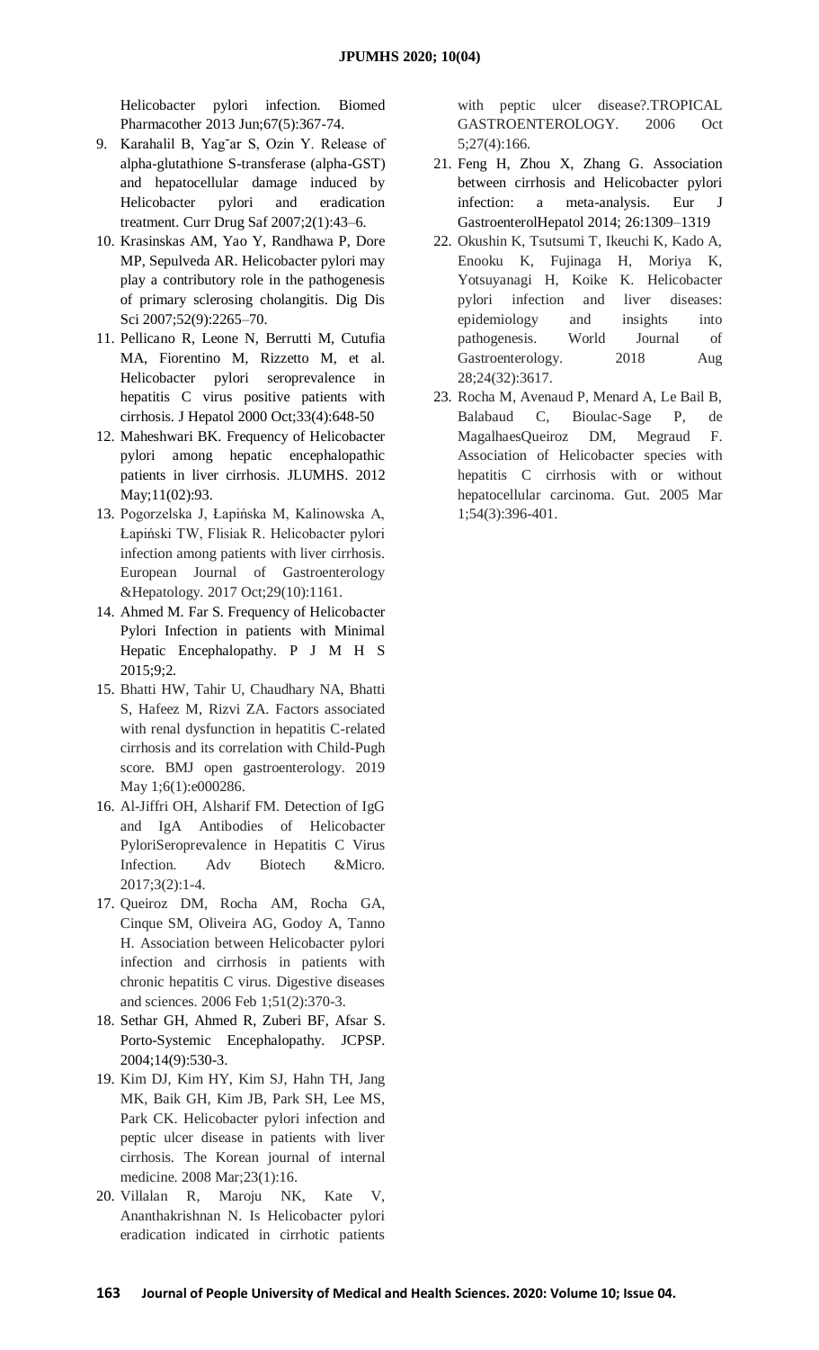Helicobacter pylori infection. Biomed Pharmacother 2013 Jun;67(5):367-74.

9. Karahalil B, Yag˘ar S, Ozin Y. Release of alpha-glutathione S-transferase (alpha-GST) and hepatocellular damage induced by Helicobacter pylori and eradication treatment. Curr Drug Saf 2007;2(1):43–6.
10. Krasinskas AM, Yao Y, Randhawa P, Dore MP, Sepulveda AR. Helicobacter pylori may play a contributory role in the pathogenesis of primary sclerosing cholangitis. Dig Dis Sci 2007;52(9):2265–70.
11. Pellicano R, Leone N, Berrutti M, Cutufia MA, Fiorentino M, Rizzetto M, et al. Helicobacter pylori seroprevalence in hepatitis C virus positive patients with cirrhosis. J Hepatol 2000 Oct;33(4):648-50
12. Maheshwari BK. Frequency of Helicobacter pylori among hepatic encephalopathic patients in liver cirrhosis. JLUMHS. 2012 May;11(02):93.
13. Pogorzelska J, Łapińska M, Kalinowska A, Łapiński TW, Flisiak R. Helicobacter pylori infection among patients with liver cirrhosis. European Journal of Gastroenterology &Hepatology. 2017 Oct;29(10):1161.
14. Ahmed M. Far S. Frequency of Helicobacter Pylori Infection in patients with Minimal Hepatic Encephalopathy. P J M H S 2015;9;2.
15. Bhatti HW, Tahir U, Chaudhary NA, Bhatti S, Hafeez M, Rizvi ZA. Factors associated with renal dysfunction in hepatitis C-related cirrhosis and its correlation with Child-Pugh score. BMJ open gastroenterology. 2019 May 1;6(1):e000286.
16. Al-Jiffri OH, Alsharif FM. Detection of IgG and IgA Antibodies of Helicobacter PyloriSeroprevalence in Hepatitis C Virus Infection. Adv Biotech &Micro. 2017;3(2):1-4.
17. Queiroz DM, Rocha AM, Rocha GA, Cinque SM, Oliveira AG, Godoy A, Tanno H. Association between Helicobacter pylori infection and cirrhosis in patients with chronic hepatitis C virus. Digestive diseases and sciences. 2006 Feb 1;51(2):370-3.
18. Sethar GH, Ahmed R, Zuberi BF, Afsar S. Porto-Systemic Encephalopathy. JCPSP. 2004;14(9):530-3.
19. Kim DJ, Kim HY, Kim SJ, Hahn TH, Jang MK, Baik GH, Kim JB, Park SH, Lee MS, Park CK. Helicobacter pylori infection and peptic ulcer disease in patients with liver cirrhosis. The Korean journal of internal medicine. 2008 Mar;23(1):16.
20. Villalan R, Maroju NK, Kate V, Ananthakrishnan N. Is Helicobacter pylori eradication indicated in cirrhotic patients with peptic ulcer disease?.TROPICAL GASTROENTEROLOGY. 2006 Oct 5;27(4):166.
21. Feng H, Zhou X, Zhang G. Association between cirrhosis and Helicobacter pylori infection: a meta-analysis. Eur J GastroenterolHepatol 2014; 26:1309–1319
22. Okushin K, Tsutsumi T, Ikeuchi K, Kado A, Enooku K, Fujinaga H, Moriya K, Yotsuyanagi H, Koike K. Helicobacter pylori infection and liver diseases: epidemiology and insights into pathogenesis. World Journal of Gastroenterology. 2018 Aug 28;24(32):3617.
23. Rocha M, Avenaud P, Menard A, Le Bail B, Balabaud C, Bioulac-Sage P, de MagalhaesQueiroz DM, Megraud F. Association of Helicobacter species with hepatitis C cirrhosis with or without hepatocellular carcinoma. Gut. 2005 Mar 1;54(3):396-401.